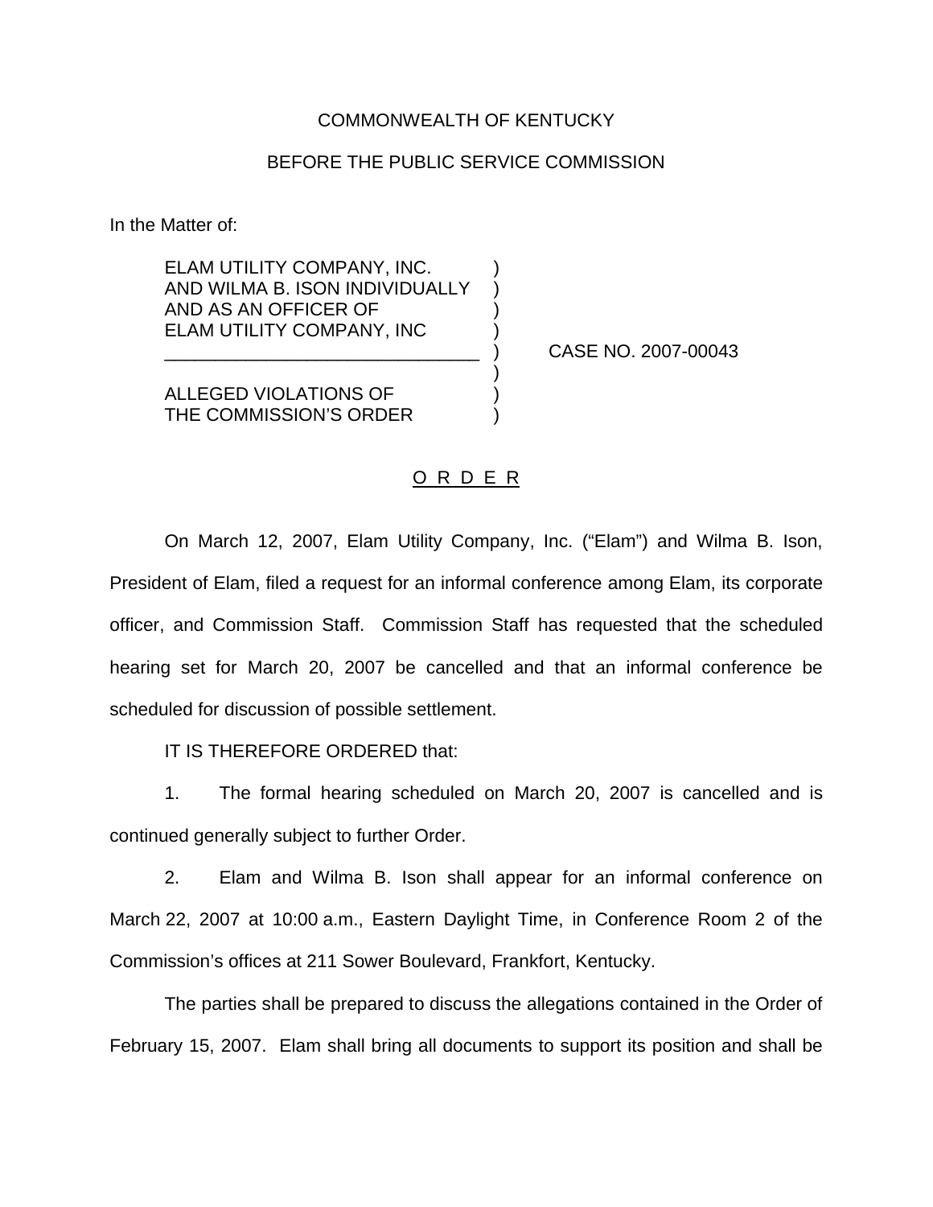COMMONWEALTH OF KENTUCKY

BEFORE THE PUBLIC SERVICE COMMISSION

In the Matter of:

| | | |
|---|---|---|
| ELAM UTILITY COMPANY, INC. AND WILMA B. ISON INDIVIDUALLY AND AS AN OFFICER OF ELAM UTILITY COMPANY, INC | ) | CASE NO. 2007-00043 |
| ALLEGED VIOLATIONS OF THE COMMISSION'S ORDER | ) | |

O R D E R

On March 12, 2007, Elam Utility Company, Inc. ("Elam") and Wilma B. Ison, President of Elam, filed a request for an informal conference among Elam, its corporate officer, and Commission Staff. Commission Staff has requested that the scheduled hearing set for March 20, 2007 be cancelled and that an informal conference be scheduled for discussion of possible settlement.

IT IS THEREFORE ORDERED that:

1. The formal hearing scheduled on March 20, 2007 is cancelled and is continued generally subject to further Order.

2. Elam and Wilma B. Ison shall appear for an informal conference on March 22, 2007 at 10:00 a.m., Eastern Daylight Time, in Conference Room 2 of the Commission's offices at 211 Sower Boulevard, Frankfort, Kentucky.

The parties shall be prepared to discuss the allegations contained in the Order of February 15, 2007. Elam shall bring all documents to support its position and shall be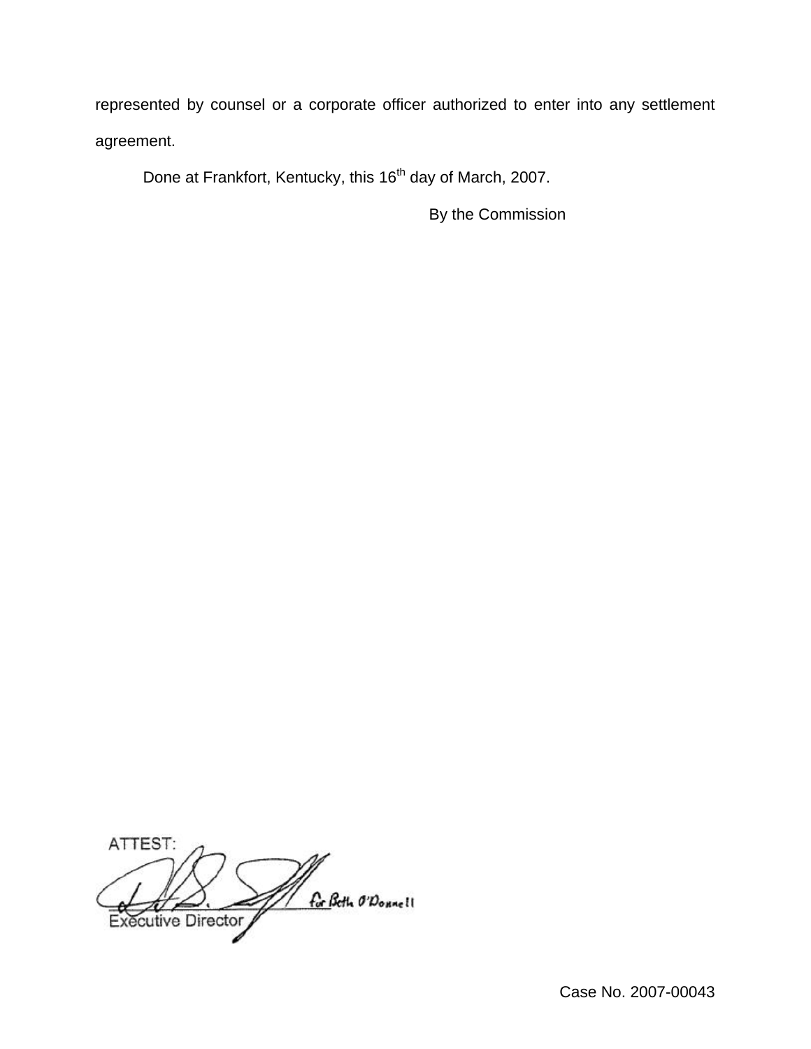represented by counsel or a corporate officer authorized to enter into any settlement agreement.

Done at Frankfort, Kentucky, this 16th day of March, 2007.

By the Commission

ATTEST:

for Beth O'Donnell

Executive Director

Case No. 2007-00043